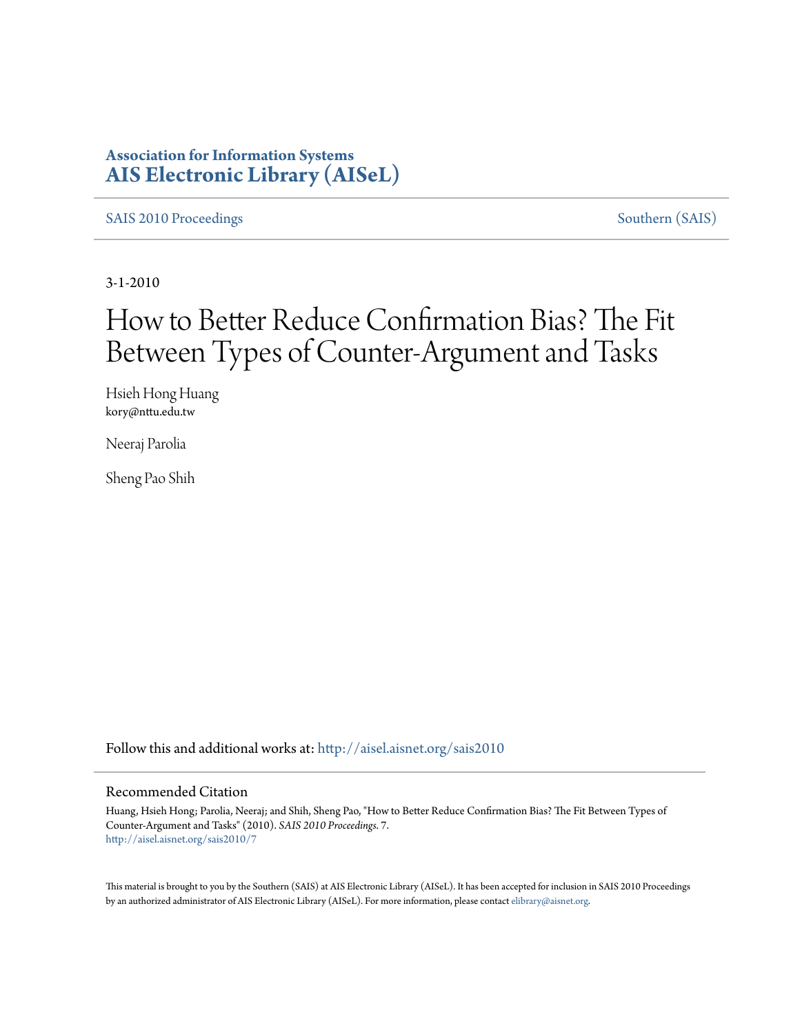**Association for Information Systems**
**AIS Electronic Library (AISeL)**

SAIS 2010 Proceedings — Southern (SAIS)

3-1-2010

# How to Better Reduce Confirmation Bias? The Fit Between Types of Counter-Argument and Tasks

Hsieh Hong Huang
kory@nttu.edu.tw

Neeraj Parolia

Sheng Pao Shih

Follow this and additional works at: http://aisel.aisnet.org/sais2010

## Recommended Citation

Huang, Hsieh Hong; Parolia, Neeraj; and Shih, Sheng Pao, "How to Better Reduce Confirmation Bias? The Fit Between Types of Counter-Argument and Tasks" (2010). *SAIS 2010 Proceedings*. 7.
http://aisel.aisnet.org/sais2010/7

This material is brought to you by the Southern (SAIS) at AIS Electronic Library (AISeL). It has been accepted for inclusion in SAIS 2010 Proceedings by an authorized administrator of AIS Electronic Library (AISeL). For more information, please contact elibrary@aisnet.org.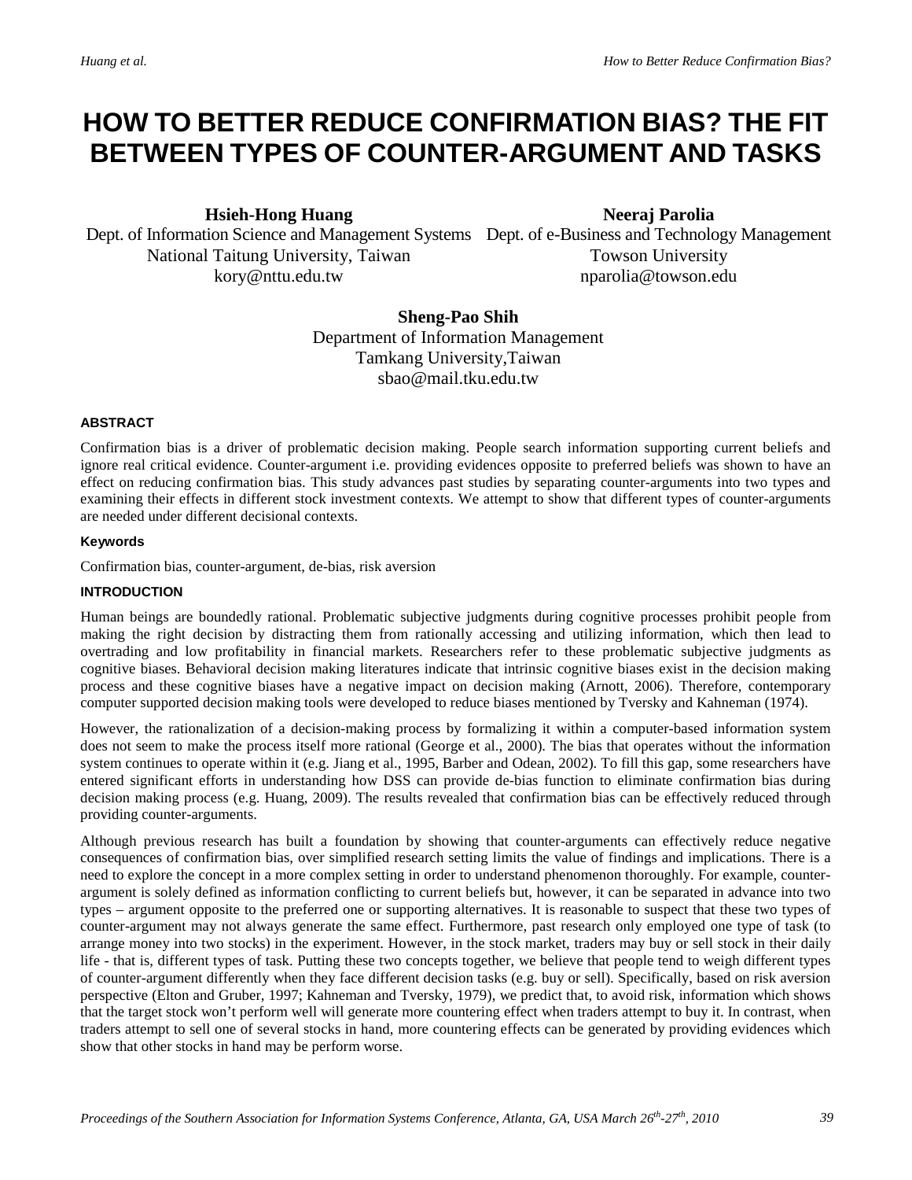# HOW TO BETTER REDUCE CONFIRMATION BIAS? THE FIT BETWEEN TYPES OF COUNTER-ARGUMENT AND TASKS

**Hsieh-Hong Huang**
Dept. of Information Science and Management Systems
National Taitung University, Taiwan
kory@nttu.edu.tw

**Neeraj Parolia**
Dept. of e-Business and Technology Management
Towson University
nparolia@towson.edu

**Sheng-Pao Shih**
Department of Information Management
Tamkang University,Taiwan
sbao@mail.tku.edu.tw

#### ABSTRACT

Confirmation bias is a driver of problematic decision making. People search information supporting current beliefs and ignore real critical evidence. Counter-argument i.e. providing evidences opposite to preferred beliefs was shown to have an effect on reducing confirmation bias. This study advances past studies by separating counter-arguments into two types and examining their effects in different stock investment contexts. We attempt to show that different types of counter-arguments are needed under different decisional contexts.

#### Keywords

Confirmation bias, counter-argument, de-bias, risk aversion

#### INTRODUCTION

Human beings are boundedly rational. Problematic subjective judgments during cognitive processes prohibit people from making the right decision by distracting them from rationally accessing and utilizing information, which then lead to overtrading and low profitability in financial markets. Researchers refer to these problematic subjective judgments as cognitive biases. Behavioral decision making literatures indicate that intrinsic cognitive biases exist in the decision making process and these cognitive biases have a negative impact on decision making (Arnott, 2006). Therefore, contemporary computer supported decision making tools were developed to reduce biases mentioned by Tversky and Kahneman (1974).

However, the rationalization of a decision-making process by formalizing it within a computer-based information system does not seem to make the process itself more rational (George et al., 2000). The bias that operates without the information system continues to operate within it (e.g. Jiang et al., 1995, Barber and Odean, 2002). To fill this gap, some researchers have entered significant efforts in understanding how DSS can provide de-bias function to eliminate confirmation bias during decision making process (e.g. Huang, 2009). The results revealed that confirmation bias can be effectively reduced through providing counter-arguments.

Although previous research has built a foundation by showing that counter-arguments can effectively reduce negative consequences of confirmation bias, over simplified research setting limits the value of findings and implications. There is a need to explore the concept in a more complex setting in order to understand phenomenon thoroughly. For example, counter-argument is solely defined as information conflicting to current beliefs but, however, it can be separated in advance into two types – argument opposite to the preferred one or supporting alternatives. It is reasonable to suspect that these two types of counter-argument may not always generate the same effect. Furthermore, past research only employed one type of task (to arrange money into two stocks) in the experiment. However, in the stock market, traders may buy or sell stock in their daily life - that is, different types of task. Putting these two concepts together, we believe that people tend to weigh different types of counter-argument differently when they face different decision tasks (e.g. buy or sell). Specifically, based on risk aversion perspective (Elton and Gruber, 1997; Kahneman and Tversky, 1979), we predict that, to avoid risk, information which shows that the target stock won't perform well will generate more countering effect when traders attempt to buy it. In contrast, when traders attempt to sell one of several stocks in hand, more countering effects can be generated by providing evidences which show that other stocks in hand may be perform worse.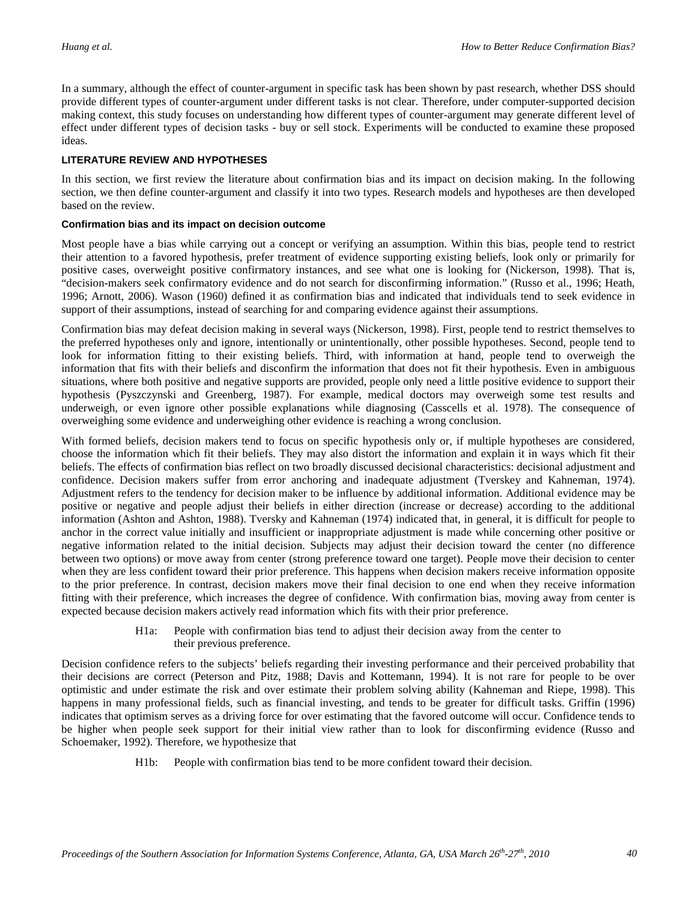In a summary, although the effect of counter-argument in specific task has been shown by past research, whether DSS should provide different types of counter-argument under different tasks is not clear. Therefore, under computer-supported decision making context, this study focuses on understanding how different types of counter-argument may generate different level of effect under different types of decision tasks - buy or sell stock. Experiments will be conducted to examine these proposed ideas.

## LITERATURE REVIEW AND HYPOTHESES

In this section, we first review the literature about confirmation bias and its impact on decision making. In the following section, we then define counter-argument and classify it into two types. Research models and hypotheses are then developed based on the review.

### Confirmation bias and its impact on decision outcome

Most people have a bias while carrying out a concept or verifying an assumption. Within this bias, people tend to restrict their attention to a favored hypothesis, prefer treatment of evidence supporting existing beliefs, look only or primarily for positive cases, overweight positive confirmatory instances, and see what one is looking for (Nickerson, 1998). That is, "decision-makers seek confirmatory evidence and do not search for disconfirming information." (Russo et al., 1996; Heath, 1996; Arnott, 2006). Wason (1960) defined it as confirmation bias and indicated that individuals tend to seek evidence in support of their assumptions, instead of searching for and comparing evidence against their assumptions.

Confirmation bias may defeat decision making in several ways (Nickerson, 1998). First, people tend to restrict themselves to the preferred hypotheses only and ignore, intentionally or unintentionally, other possible hypotheses. Second, people tend to look for information fitting to their existing beliefs. Third, with information at hand, people tend to overweigh the information that fits with their beliefs and disconfirm the information that does not fit their hypothesis. Even in ambiguous situations, where both positive and negative supports are provided, people only need a little positive evidence to support their hypothesis (Pyszczynski and Greenberg, 1987). For example, medical doctors may overweigh some test results and underweigh, or even ignore other possible explanations while diagnosing (Casscells et al. 1978). The consequence of overweighing some evidence and underweighing other evidence is reaching a wrong conclusion.

With formed beliefs, decision makers tend to focus on specific hypothesis only or, if multiple hypotheses are considered, choose the information which fit their beliefs. They may also distort the information and explain it in ways which fit their beliefs. The effects of confirmation bias reflect on two broadly discussed decisional characteristics: decisional adjustment and confidence. Decision makers suffer from error anchoring and inadequate adjustment (Tverskey and Kahneman, 1974). Adjustment refers to the tendency for decision maker to be influence by additional information. Additional evidence may be positive or negative and people adjust their beliefs in either direction (increase or decrease) according to the additional information (Ashton and Ashton, 1988). Tversky and Kahneman (1974) indicated that, in general, it is difficult for people to anchor in the correct value initially and insufficient or inappropriate adjustment is made while concerning other positive or negative information related to the initial decision. Subjects may adjust their decision toward the center (no difference between two options) or move away from center (strong preference toward one target). People move their decision to center when they are less confident toward their prior preference. This happens when decision makers receive information opposite to the prior preference. In contrast, decision makers move their final decision to one end when they receive information fitting with their preference, which increases the degree of confidence. With confirmation bias, moving away from center is expected because decision makers actively read information which fits with their prior preference.

> H1a: People with confirmation bias tend to adjust their decision away from the center to their previous preference.

Decision confidence refers to the subjects' beliefs regarding their investing performance and their perceived probability that their decisions are correct (Peterson and Pitz, 1988; Davis and Kottemann, 1994). It is not rare for people to be over optimistic and under estimate the risk and over estimate their problem solving ability (Kahneman and Riepe, 1998). This happens in many professional fields, such as financial investing, and tends to be greater for difficult tasks. Griffin (1996) indicates that optimism serves as a driving force for over estimating that the favored outcome will occur. Confidence tends to be higher when people seek support for their initial view rather than to look for disconfirming evidence (Russo and Schoemaker, 1992). Therefore, we hypothesize that

> H1b: People with confirmation bias tend to be more confident toward their decision.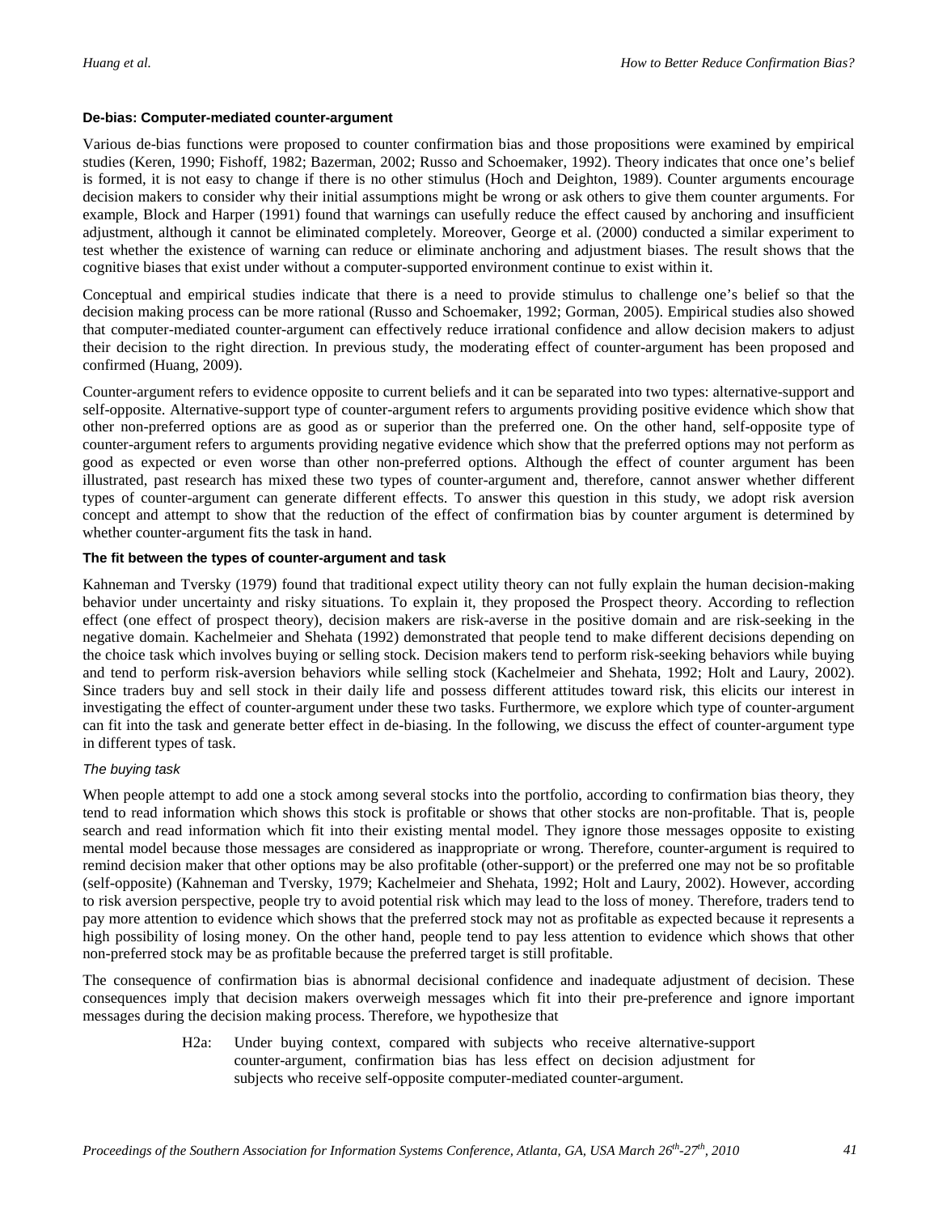#### De-bias: Computer-mediated counter-argument

Various de-bias functions were proposed to counter confirmation bias and those propositions were examined by empirical studies (Keren, 1990; Fishoff, 1982; Bazerman, 2002; Russo and Schoemaker, 1992). Theory indicates that once one's belief is formed, it is not easy to change if there is no other stimulus (Hoch and Deighton, 1989). Counter arguments encourage decision makers to consider why their initial assumptions might be wrong or ask others to give them counter arguments. For example, Block and Harper (1991) found that warnings can usefully reduce the effect caused by anchoring and insufficient adjustment, although it cannot be eliminated completely. Moreover, George et al. (2000) conducted a similar experiment to test whether the existence of warning can reduce or eliminate anchoring and adjustment biases. The result shows that the cognitive biases that exist under without a computer-supported environment continue to exist within it.

Conceptual and empirical studies indicate that there is a need to provide stimulus to challenge one's belief so that the decision making process can be more rational (Russo and Schoemaker, 1992; Gorman, 2005). Empirical studies also showed that computer-mediated counter-argument can effectively reduce irrational confidence and allow decision makers to adjust their decision to the right direction. In previous study, the moderating effect of counter-argument has been proposed and confirmed (Huang, 2009).

Counter-argument refers to evidence opposite to current beliefs and it can be separated into two types: alternative-support and self-opposite. Alternative-support type of counter-argument refers to arguments providing positive evidence which show that other non-preferred options are as good as or superior than the preferred one. On the other hand, self-opposite type of counter-argument refers to arguments providing negative evidence which show that the preferred options may not perform as good as expected or even worse than other non-preferred options. Although the effect of counter argument has been illustrated, past research has mixed these two types of counter-argument and, therefore, cannot answer whether different types of counter-argument can generate different effects. To answer this question in this study, we adopt risk aversion concept and attempt to show that the reduction of the effect of confirmation bias by counter argument is determined by whether counter-argument fits the task in hand.

#### The fit between the types of counter-argument and task

Kahneman and Tversky (1979) found that traditional expect utility theory can not fully explain the human decision-making behavior under uncertainty and risky situations. To explain it, they proposed the Prospect theory. According to reflection effect (one effect of prospect theory), decision makers are risk-averse in the positive domain and are risk-seeking in the negative domain. Kachelmeier and Shehata (1992) demonstrated that people tend to make different decisions depending on the choice task which involves buying or selling stock. Decision makers tend to perform risk-seeking behaviors while buying and tend to perform risk-aversion behaviors while selling stock (Kachelmeier and Shehata, 1992; Holt and Laury, 2002). Since traders buy and sell stock in their daily life and possess different attitudes toward risk, this elicits our interest in investigating the effect of counter-argument under these two tasks. Furthermore, we explore which type of counter-argument can fit into the task and generate better effect in de-biasing. In the following, we discuss the effect of counter-argument type in different types of task.

##### *The buying task*

When people attempt to add one a stock among several stocks into the portfolio, according to confirmation bias theory, they tend to read information which shows this stock is profitable or shows that other stocks are non-profitable. That is, people search and read information which fit into their existing mental model. They ignore those messages opposite to existing mental model because those messages are considered as inappropriate or wrong. Therefore, counter-argument is required to remind decision maker that other options may be also profitable (other-support) or the preferred one may not be so profitable (self-opposite) (Kahneman and Tversky, 1979; Kachelmeier and Shehata, 1992; Holt and Laury, 2002). However, according to risk aversion perspective, people try to avoid potential risk which may lead to the loss of money. Therefore, traders tend to pay more attention to evidence which shows that the preferred stock may not as profitable as expected because it represents a high possibility of losing money. On the other hand, people tend to pay less attention to evidence which shows that other non-preferred stock may be as profitable because the preferred target is still profitable.

The consequence of confirmation bias is abnormal decisional confidence and inadequate adjustment of decision. These consequences imply that decision makers overweigh messages which fit into their pre-preference and ignore important messages during the decision making process. Therefore, we hypothesize that

> H2a: Under buying context, compared with subjects who receive alternative-support counter-argument, confirmation bias has less effect on decision adjustment for subjects who receive self-opposite computer-mediated counter-argument.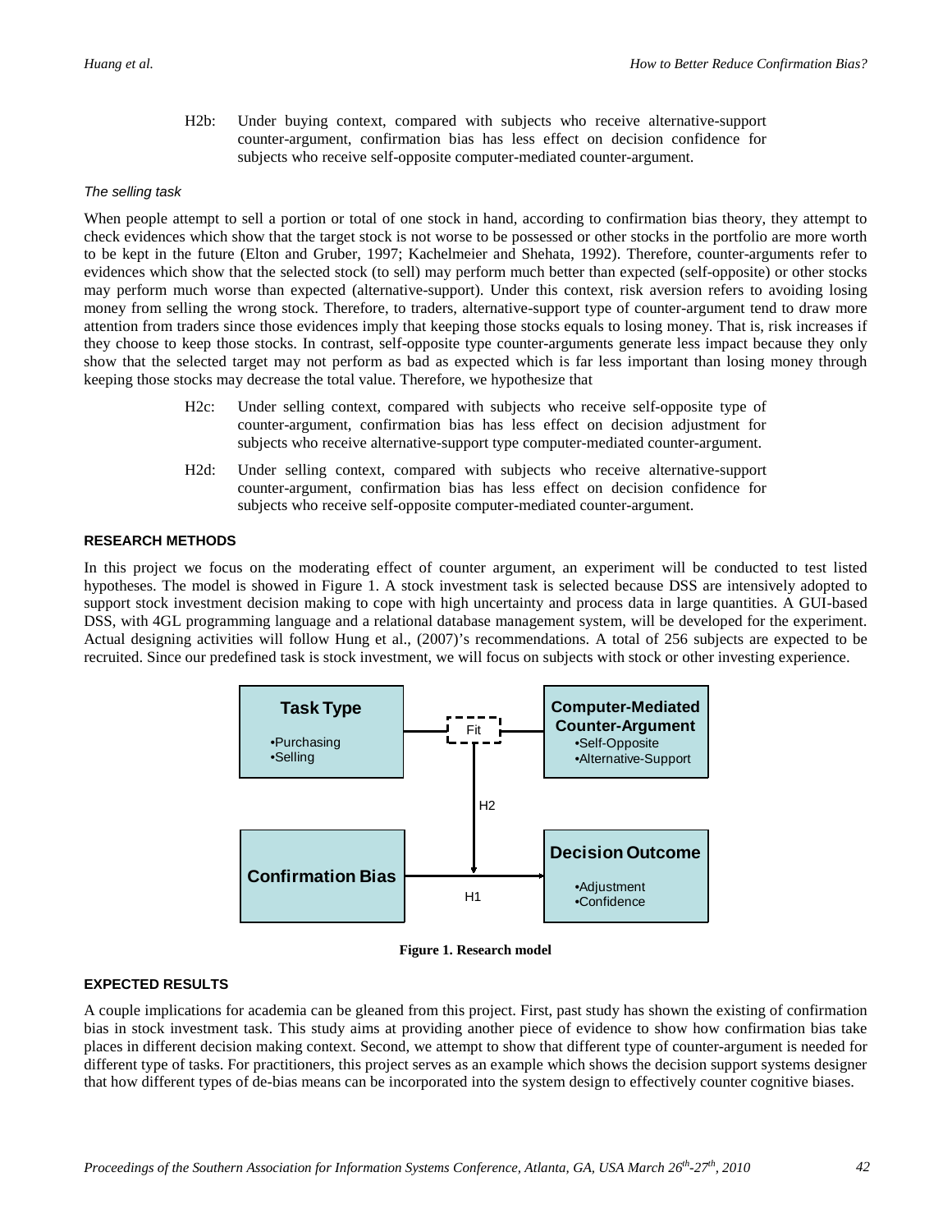H2b: Under buying context, compared with subjects who receive alternative-support counter-argument, confirmation bias has less effect on decision confidence for subjects who receive self-opposite computer-mediated counter-argument.

*The selling task*

When people attempt to sell a portion or total of one stock in hand, according to confirmation bias theory, they attempt to check evidences which show that the target stock is not worse to be possessed or other stocks in the portfolio are more worth to be kept in the future (Elton and Gruber, 1997; Kachelmeier and Shehata, 1992). Therefore, counter-arguments refer to evidences which show that the selected stock (to sell) may perform much better than expected (self-opposite) or other stocks may perform much worse than expected (alternative-support). Under this context, risk aversion refers to avoiding losing money from selling the wrong stock. Therefore, to traders, alternative-support type of counter-argument tend to draw more attention from traders since those evidences imply that keeping those stocks equals to losing money. That is, risk increases if they choose to keep those stocks. In contrast, self-opposite type counter-arguments generate less impact because they only show that the selected target may not perform as bad as expected which is far less important than losing money through keeping those stocks may decrease the total value. Therefore, we hypothesize that

H2c: Under selling context, compared with subjects who receive self-opposite type of counter-argument, confirmation bias has less effect on decision adjustment for subjects who receive alternative-support type computer-mediated counter-argument.

H2d: Under selling context, compared with subjects who receive alternative-support counter-argument, confirmation bias has less effect on decision confidence for subjects who receive self-opposite computer-mediated counter-argument.

## RESEARCH METHODS

In this project we focus on the moderating effect of counter argument, an experiment will be conducted to test listed hypotheses. The model is showed in Figure 1. A stock investment task is selected because DSS are intensively adopted to support stock investment decision making to cope with high uncertainty and process data in large quantities. A GUI-based DSS, with 4GL programming language and a relational database management system, will be developed for the experiment. Actual designing activities will follow Hung et al., (2007)'s recommendations. A total of 256 subjects are expected to be recruited. Since our predefined task is stock investment, we will focus on subjects with stock or other investing experience.

**Task Type**
- Purchasing
- Selling

Fit

**Computer-Mediated Counter-Argument**
- Self-Opposite
- Alternative-Support

H2

**Confirmation Bias**

H1

**Decision Outcome**
- Adjustment
- Confidence

**Figure 1. Research model**

## EXPECTED RESULTS

A couple implications for academia can be gleaned from this project. First, past study has shown the existing of confirmation bias in stock investment task. This study aims at providing another piece of evidence to show how confirmation bias take places in different decision making context. Second, we attempt to show that different type of counter-argument is needed for different type of tasks. For practitioners, this project serves as an example which shows the decision support systems designer that how different types of de-bias means can be incorporated into the system design to effectively counter cognitive biases.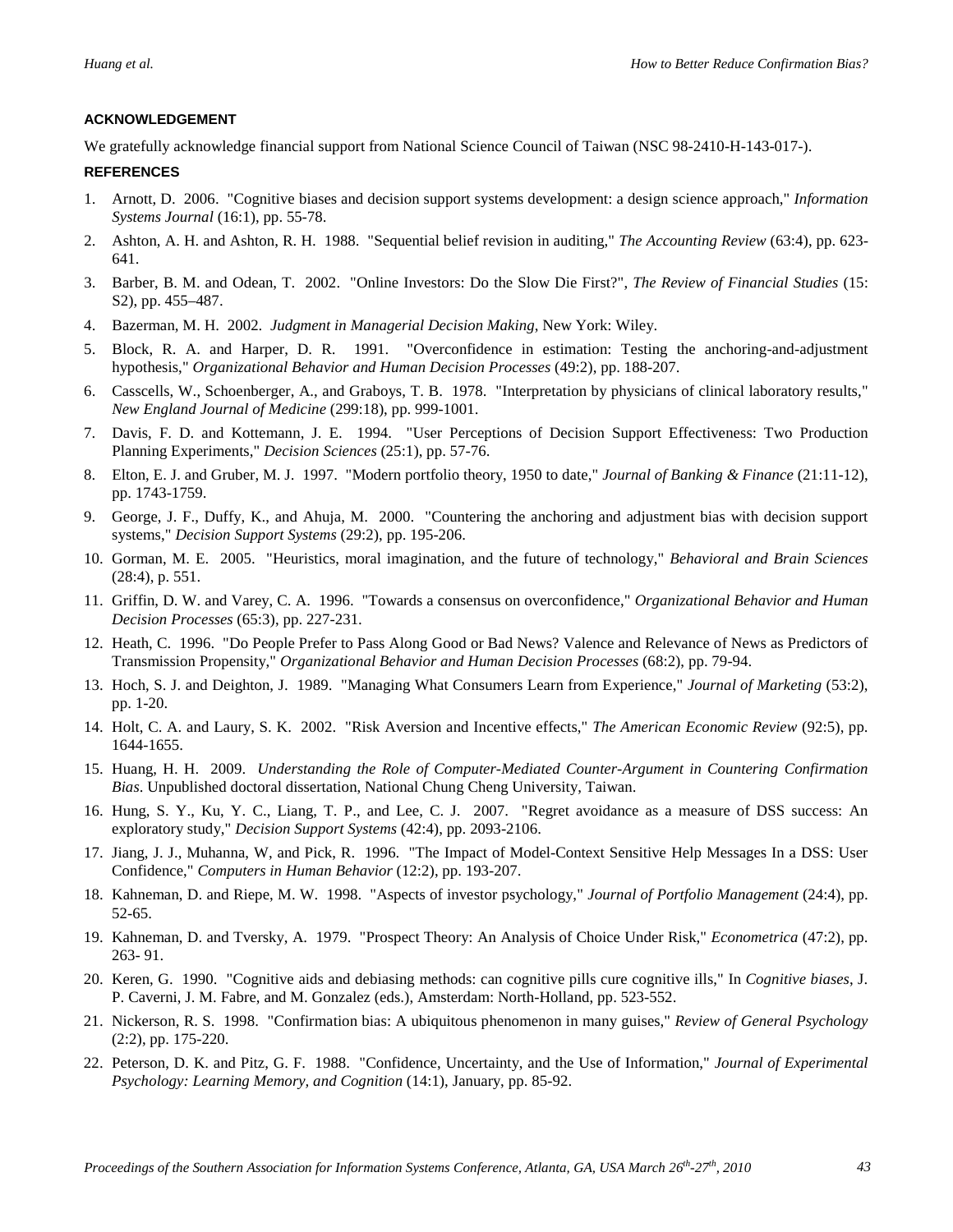### ACKNOWLEDGEMENT

We gratefully acknowledge financial support from National Science Council of Taiwan (NSC 98-2410-H-143-017-).

### REFERENCES

1. Arnott, D. 2006. "Cognitive biases and decision support systems development: a design science approach," *Information Systems Journal* (16:1), pp. 55-78.
2. Ashton, A. H. and Ashton, R. H. 1988. "Sequential belief revision in auditing," *The Accounting Review* (63:4), pp. 623-641.
3. Barber, B. M. and Odean, T. 2002. "Online Investors: Do the Slow Die First?", *The Review of Financial Studies* (15: S2), pp. 455–487.
4. Bazerman, M. H. 2002. *Judgment in Managerial Decision Making*, New York: Wiley.
5. Block, R. A. and Harper, D. R. 1991. "Overconfidence in estimation: Testing the anchoring-and-adjustment hypothesis," *Organizational Behavior and Human Decision Processes* (49:2), pp. 188-207.
6. Casscells, W., Schoenberger, A., and Graboys, T. B. 1978. "Interpretation by physicians of clinical laboratory results," *New England Journal of Medicine* (299:18), pp. 999-1001.
7. Davis, F. D. and Kottemann, J. E. 1994. "User Perceptions of Decision Support Effectiveness: Two Production Planning Experiments," *Decision Sciences* (25:1), pp. 57-76.
8. Elton, E. J. and Gruber, M. J. 1997. "Modern portfolio theory, 1950 to date," *Journal of Banking & Finance* (21:11-12), pp. 1743-1759.
9. George, J. F., Duffy, K., and Ahuja, M. 2000. "Countering the anchoring and adjustment bias with decision support systems," *Decision Support Systems* (29:2), pp. 195-206.
10. Gorman, M. E. 2005. "Heuristics, moral imagination, and the future of technology," *Behavioral and Brain Sciences* (28:4), p. 551.
11. Griffin, D. W. and Varey, C. A. 1996. "Towards a consensus on overconfidence," *Organizational Behavior and Human Decision Processes* (65:3), pp. 227-231.
12. Heath, C. 1996. "Do People Prefer to Pass Along Good or Bad News? Valence and Relevance of News as Predictors of Transmission Propensity," *Organizational Behavior and Human Decision Processes* (68:2), pp. 79-94.
13. Hoch, S. J. and Deighton, J. 1989. "Managing What Consumers Learn from Experience," *Journal of Marketing* (53:2), pp. 1-20.
14. Holt, C. A. and Laury, S. K. 2002. "Risk Aversion and Incentive effects," *The American Economic Review* (92:5), pp. 1644-1655.
15. Huang, H. H. 2009. *Understanding the Role of Computer-Mediated Counter-Argument in Countering Confirmation Bias*. Unpublished doctoral dissertation, National Chung Cheng University, Taiwan.
16. Hung, S. Y., Ku, Y. C., Liang, T. P., and Lee, C. J. 2007. "Regret avoidance as a measure of DSS success: An exploratory study," *Decision Support Systems* (42:4), pp. 2093-2106.
17. Jiang, J. J., Muhanna, W, and Pick, R. 1996. "The Impact of Model-Context Sensitive Help Messages In a DSS: User Confidence," *Computers in Human Behavior* (12:2), pp. 193-207.
18. Kahneman, D. and Riepe, M. W. 1998. "Aspects of investor psychology," *Journal of Portfolio Management* (24:4), pp. 52-65.
19. Kahneman, D. and Tversky, A. 1979. "Prospect Theory: An Analysis of Choice Under Risk," *Econometrica* (47:2), pp. 263- 91.
20. Keren, G. 1990. "Cognitive aids and debiasing methods: can cognitive pills cure cognitive ills," In *Cognitive biases*, J. P. Caverni, J. M. Fabre, and M. Gonzalez (eds.), Amsterdam: North-Holland, pp. 523-552.
21. Nickerson, R. S. 1998. "Confirmation bias: A ubiquitous phenomenon in many guises," *Review of General Psychology* (2:2), pp. 175-220.
22. Peterson, D. K. and Pitz, G. F. 1988. "Confidence, Uncertainty, and the Use of Information," *Journal of Experimental Psychology: Learning Memory, and Cognition* (14:1), January, pp. 85-92.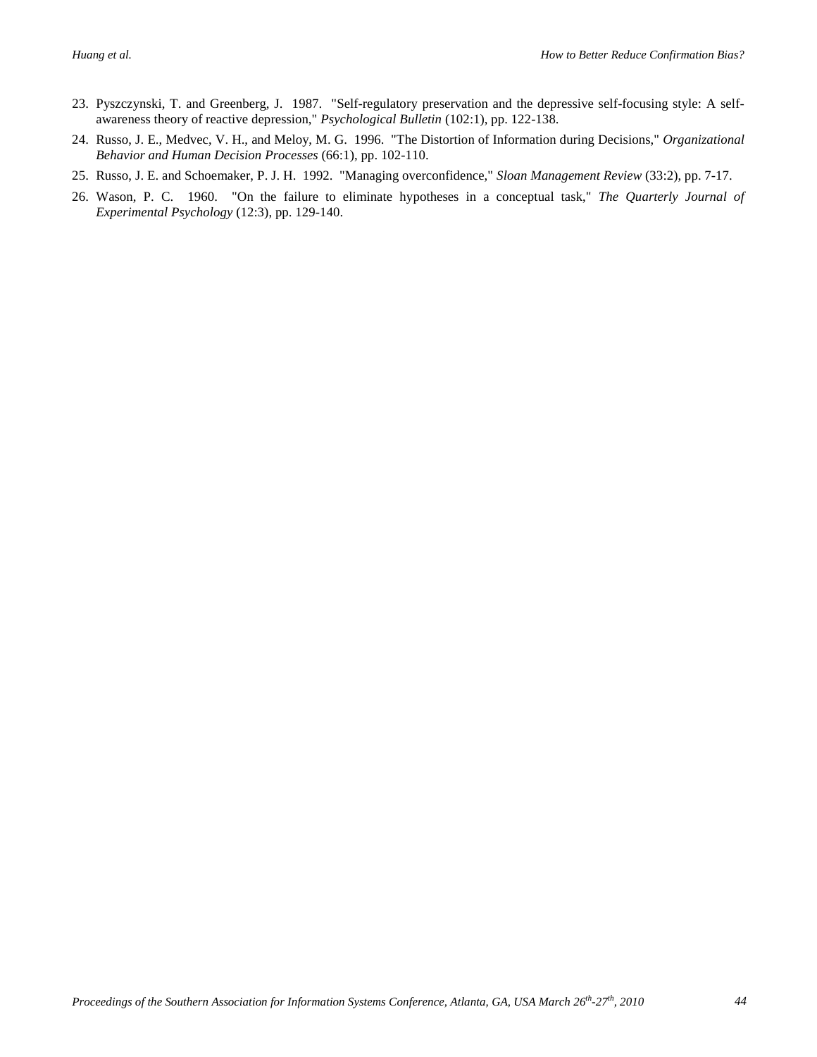23. Pyszczynski, T. and Greenberg, J. 1987. "Self-regulatory preservation and the depressive self-focusing style: A self-awareness theory of reactive depression," *Psychological Bulletin* (102:1), pp. 122-138.
24. Russo, J. E., Medvec, V. H., and Meloy, M. G. 1996. "The Distortion of Information during Decisions," *Organizational Behavior and Human Decision Processes* (66:1), pp. 102-110.
25. Russo, J. E. and Schoemaker, P. J. H. 1992. "Managing overconfidence," *Sloan Management Review* (33:2), pp. 7-17.
26. Wason, P. C. 1960. "On the failure to eliminate hypotheses in a conceptual task," *The Quarterly Journal of Experimental Psychology* (12:3), pp. 129-140.